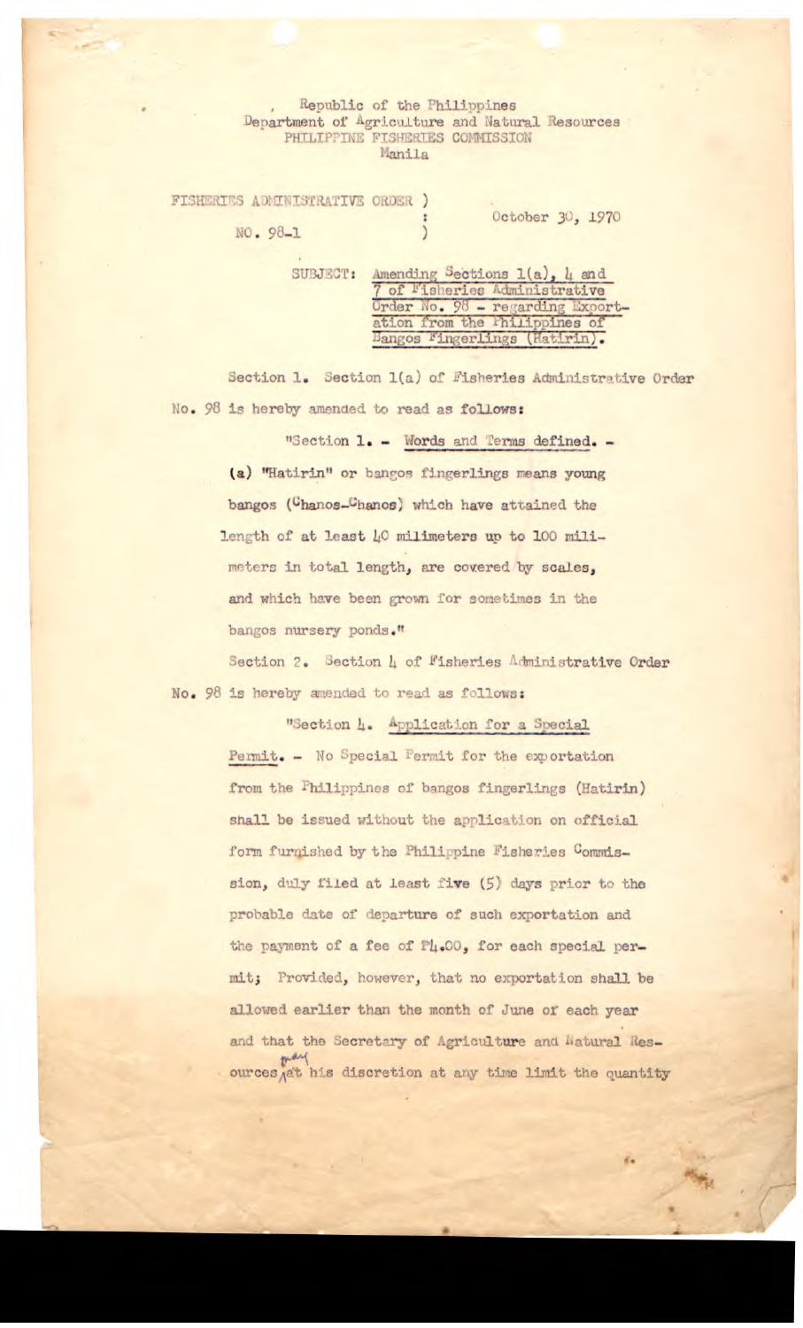Republic of the Philippines
Department of Agriculture and Natural Resources
PHILIPPINE FISHERIES COMMISSION
Manila

FISHERIES ADMINISTRATIVE ORDER )
NO. 98-1 )

October 30, 1970

SUBJECT: Amending Sections 1(a), 4 and 7 of Fisheries Administrative Order No. 98 - regarding Exportation from the Philippines of Bangos Fingerlings (Hatirin).

Section 1. Section 1(a) of Fisheries Administrative Order No. 98 is hereby amended to read as follows:

"Section 1. - Words and Terms defined. -

(a) "Hatirin" or bangos fingerlings means young bangos (Chanos-Chanos) which have attained the length of at least 40 milimeters up to 100 milimeters in total length, are covered by scales, and which have been grown for sometimes in the bangos nursery ponds."

Section 2. Section 4 of Fisheries Administrative Order No. 98 is hereby amended to read as follows:

"Section 4. Application for a Special Permit. - No Special Permit for the exportation from the Philippines of bangos fingerlings (Hatirin) shall be issued without the application on official form furnished by the Philippine Fisheries Commission, duly filed at least five (5) days prior to the probable date of departure of such exportation and the payment of a fee of ₱4.00, for each special permit; Provided, however, that no exportation shall be allowed earlier than the month of June of each year and that the Secretary of Agriculture and Natural Resources may at his discretion at any time limit the quantity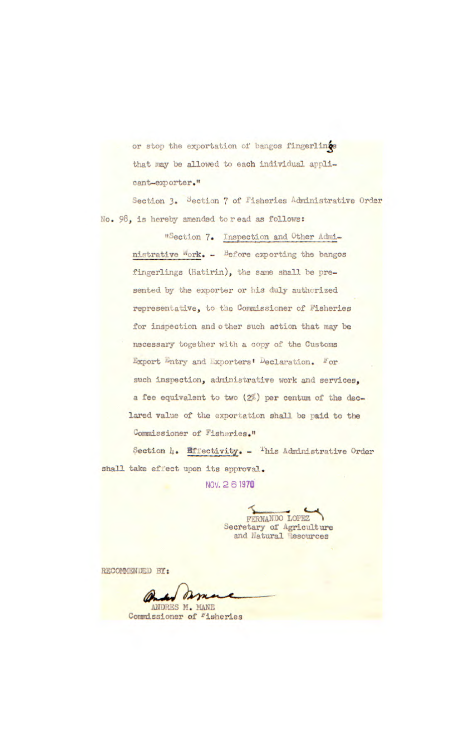or stop the exportation of bangos fingerlings that may be allowed to each individual applicant-exporter."

Section 3. Section 7 of Fisheries Administrative Order No. 98, is hereby amended to read as follows:

"Section 7. Inspection and Other Administrative Work. - Before exporting the bangos fingerlings (Hatirin), the same shall be presented by the exporter or his duly authorized representative, to the Commissioner of Fisheries for inspection and other such action that may be necessary together with a copy of the Customs Export Entry and Exporters' Declaration. For such inspection, administrative work and services, a fee equivalent to two (2%) per centum of the declared value of the exportation shall be paid to the Commissioner of Fisheries."

Section 4. Effectivity. - This Administrative Order shall take effect upon its approval.

NOV. 26 1970

FERNANDO LOPEZ
Secretary of Agriculture and Natural Resources

RECOMMENDED BY:

ANDRES M. MANE
Commissioner of Fisheries